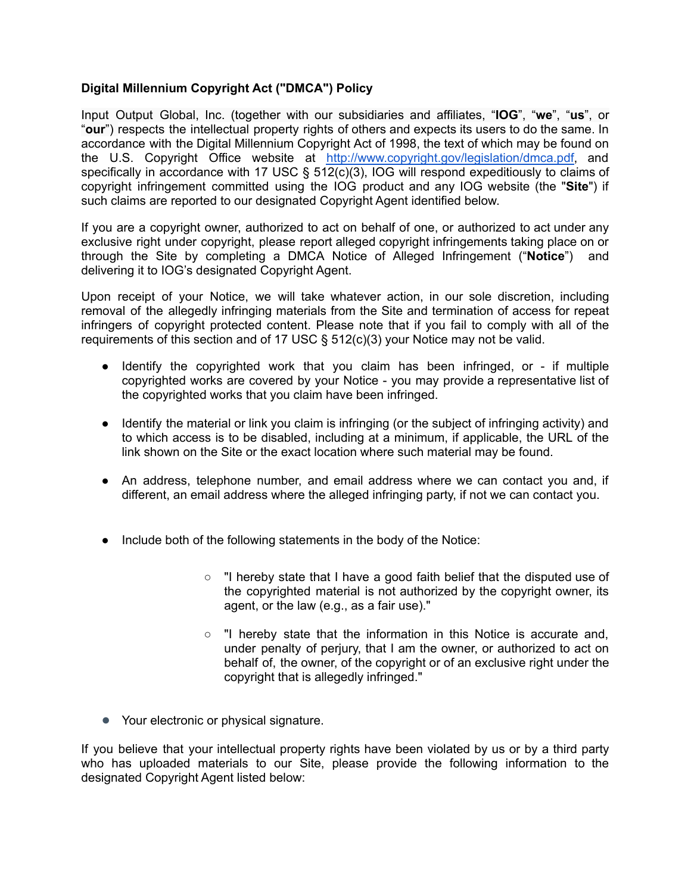**Digital Millennium Copyright Act ("DMCA") Policy**

Input Output Global, Inc. (together with our subsidiaries and affiliates, "**IOG**", "**we**", "**us**", or "**our**") respects the intellectual property rights of others and expects its users to do the same. In accordance with the Digital Millennium Copyright Act of 1998, the text of which may be found on the U.S. Copyright Office website at [http://www.copyright.gov/legislation/dmca.pdf](http://www.copyright.gov/legislation/dmca.pdf), and specifically in accordance with 17 USC § 512(c)(3), IOG will respond expeditiously to claims of copyright infringement committed using the IOG product and any IOG website (the "**Site**") if such claims are reported to our designated Copyright Agent identified below.

If you are a copyright owner, authorized to act on behalf of one, or authorized to act under any exclusive right under copyright, please report alleged copyright infringements taking place on or through the Site by completing a DMCA Notice of Alleged Infringement ("**Notice**") and delivering it to IOG's designated Copyright Agent.

Upon receipt of your Notice, we will take whatever action, in our sole discretion, including removal of the allegedly infringing materials from the Site and termination of access for repeat infringers of copyright protected content. Please note that if you fail to comply with all of the requirements of this section and of 17 USC § 512(c)(3) your Notice may not be valid.

- Identify the copyrighted work that you claim has been infringed, or - if multiple copyrighted works are covered by your Notice - you may provide a representative list of the copyrighted works that you claim have been infringed.
- Identify the material or link you claim is infringing (or the subject of infringing activity) and to which access is to be disabled, including at a minimum, if applicable, the URL of the link shown on the Site or the exact location where such material may be found.
- An address, telephone number, and email address where we can contact you and, if different, an email address where the alleged infringing party, if not we can contact you.
- Include both of the following statements in the body of the Notice:
  - "I hereby state that I have a good faith belief that the disputed use of the copyrighted material is not authorized by the copyright owner, its agent, or the law (e.g., as a fair use)."
  - "I hereby state that the information in this Notice is accurate and, under penalty of perjury, that I am the owner, or authorized to act on behalf of, the owner, of the copyright or of an exclusive right under the copyright that is allegedly infringed."
- Your electronic or physical signature.

If you believe that your intellectual property rights have been violated by us or by a third party who has uploaded materials to our Site, please provide the following information to the designated Copyright Agent listed below: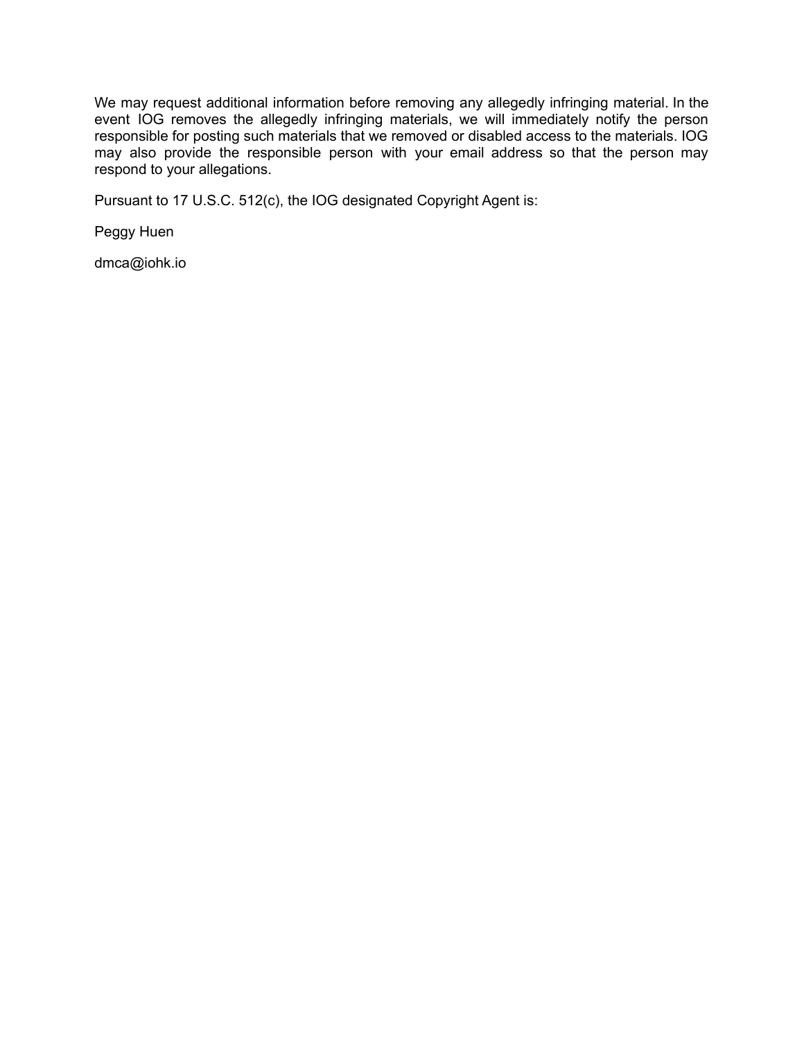We may request additional information before removing any allegedly infringing material. In the event IOG removes the allegedly infringing materials, we will immediately notify the person responsible for posting such materials that we removed or disabled access to the materials. IOG may also provide the responsible person with your email address so that the person may respond to your allegations.

Pursuant to 17 U.S.C. 512(c), the IOG designated Copyright Agent is:

Peggy Huen

dmca@iohk.io